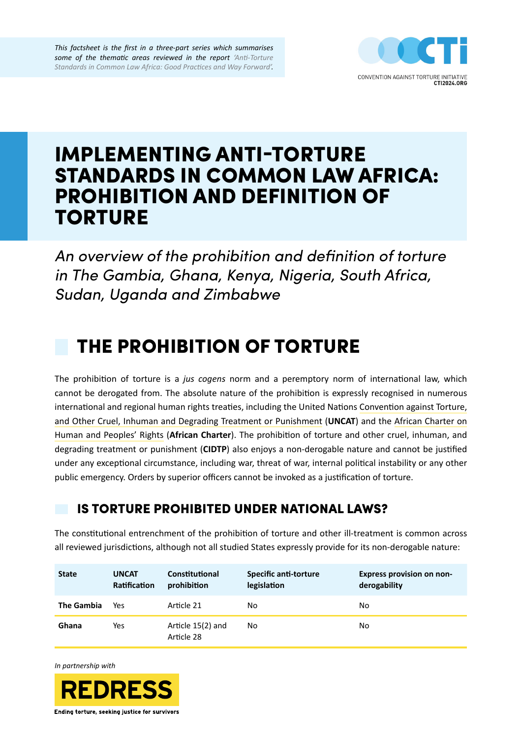*This factsheet is the first in a three-part series which summarises some of the thematic areas reviewed in the report 'Anti-Torture Standards in Common Law Africa: Good Practices and Way Forward'.*

CONVENTION AGAINST TORTURE INITIATIVE
CTI2024.ORG

# IMPLEMENTING ANTI-TORTURE STANDARDS IN COMMON LAW AFRICA: PROHIBITION AND DEFINITION OF TORTURE

*An overview of the prohibition and definition of torture in The Gambia, Ghana, Kenya, Nigeria, South Africa, Sudan, Uganda and Zimbabwe*

## THE PROHIBITION OF TORTURE

The prohibition of torture is a *jus cogens* norm and a peremptory norm of international law, which cannot be derogated from. The absolute nature of the prohibition is expressly recognised in numerous international and regional human rights treaties, including the United Nations Convention against Torture, and Other Cruel, Inhuman and Degrading Treatment or Punishment (**UNCAT**) and the African Charter on Human and Peoples' Rights (**African Charter**). The prohibition of torture and other cruel, inhuman, and degrading treatment or punishment (**CIDTP**) also enjoys a non-derogable nature and cannot be justified under any exceptional circumstance, including war, threat of war, internal political instability or any other public emergency. Orders by superior officers cannot be invoked as a justification of torture.

### IS TORTURE PROHIBITED UNDER NATIONAL LAWS?

The constitutional entrenchment of the prohibition of torture and other ill-treatment is common across all reviewed jurisdictions, although not all studied States expressly provide for its non-derogable nature:

| State | UNCAT Ratification | Constitutional prohibition | Specific anti-torture legislation | Express provision on non-derogability |
|---|---|---|---|---|
| **The Gambia** | Yes | Article 21 | No | No |
| **Ghana** | Yes | Article 15(2) and Article 28 | No | No |

*In partnership with*

REDRESS
Ending torture, seeking justice for survivors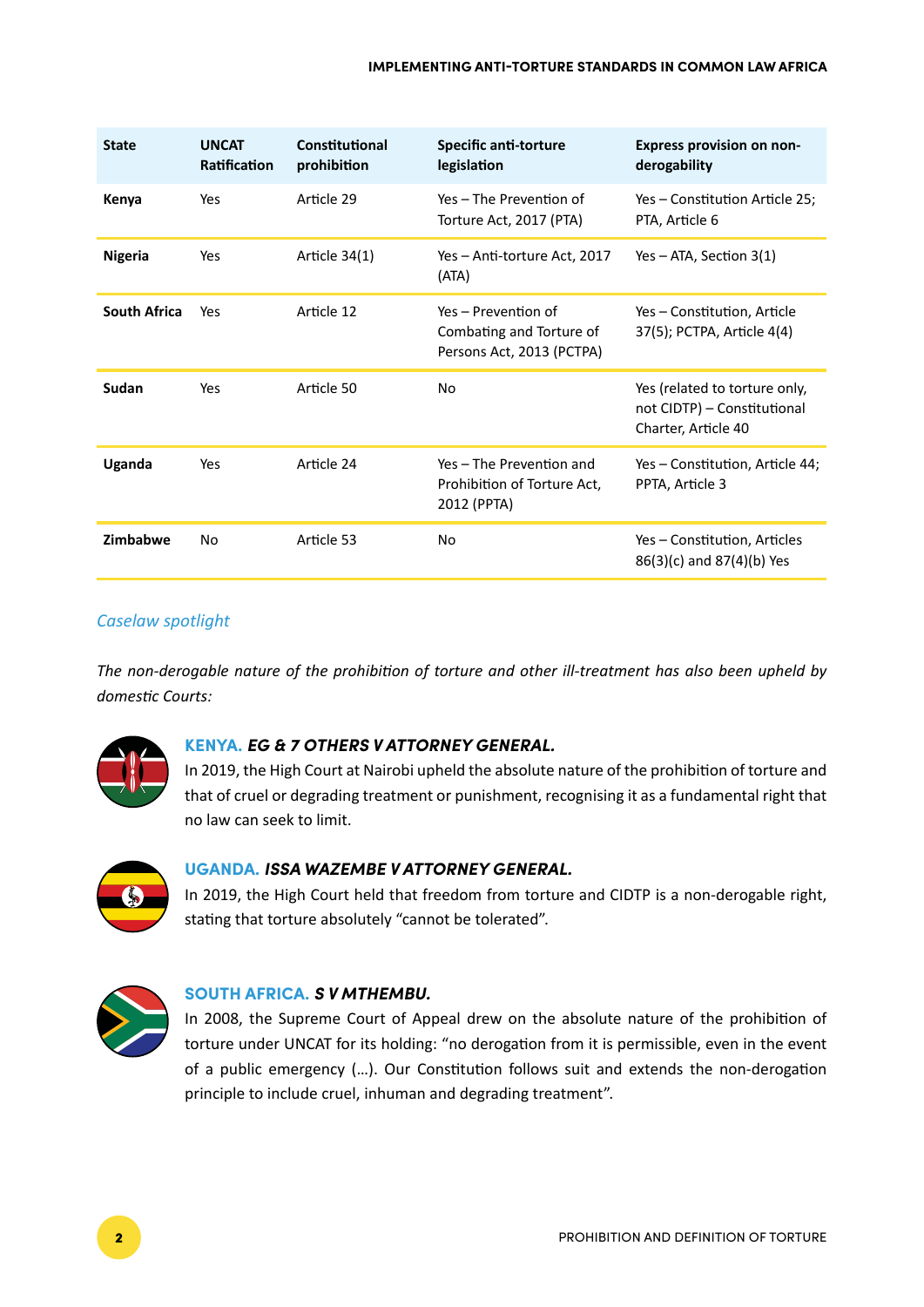| State | UNCAT Ratification | Constitutional prohibition | Specific anti-torture legislation | Express provision on non-derogability |
|---|---|---|---|---|
| **Kenya** | Yes | Article 29 | Yes – The Prevention of Torture Act, 2017 (PTA) | Yes – Constitution Article 25; PTA, Article 6 |
| **Nigeria** | Yes | Article 34(1) | Yes – Anti-torture Act, 2017 (ATA) | Yes – ATA, Section 3(1) |
| **South Africa** | Yes | Article 12 | Yes – Prevention of Combating and Torture of Persons Act, 2013 (PCTPA) | Yes – Constitution, Article 37(5); PCTPA, Article 4(4) |
| **Sudan** | Yes | Article 50 | No | Yes (related to torture only, not CIDTP) – Constitutional Charter, Article 40 |
| **Uganda** | Yes | Article 24 | Yes – The Prevention and Prohibition of Torture Act, 2012 (PPTA) | Yes – Constitution, Article 44; PPTA, Article 3 |
| **Zimbabwe** | No | Article 53 | No | Yes – Constitution, Articles 86(3)(c) and 87(4)(b) Yes |

*Caselaw spotlight*

*The non-derogable nature of the prohibition of torture and other ill-treatment has also been upheld by domestic Courts:*

**KENYA. *EG & 7 OTHERS V ATTORNEY GENERAL.***
In 2019, the High Court at Nairobi upheld the absolute nature of the prohibition of torture and that of cruel or degrading treatment or punishment, recognising it as a fundamental right that no law can seek to limit.

**UGANDA. *ISSA WAZEMBE V ATTORNEY GENERAL.***
In 2019, the High Court held that freedom from torture and CIDTP is a non-derogable right, stating that torture absolutely "cannot be tolerated".

**SOUTH AFRICA. *S V MTHEMBU.***
In 2008, the Supreme Court of Appeal drew on the absolute nature of the prohibition of torture under UNCAT for its holding: "no derogation from it is permissible, even in the event of a public emergency (…). Our Constitution follows suit and extends the non-derogation principle to include cruel, inhuman and degrading treatment".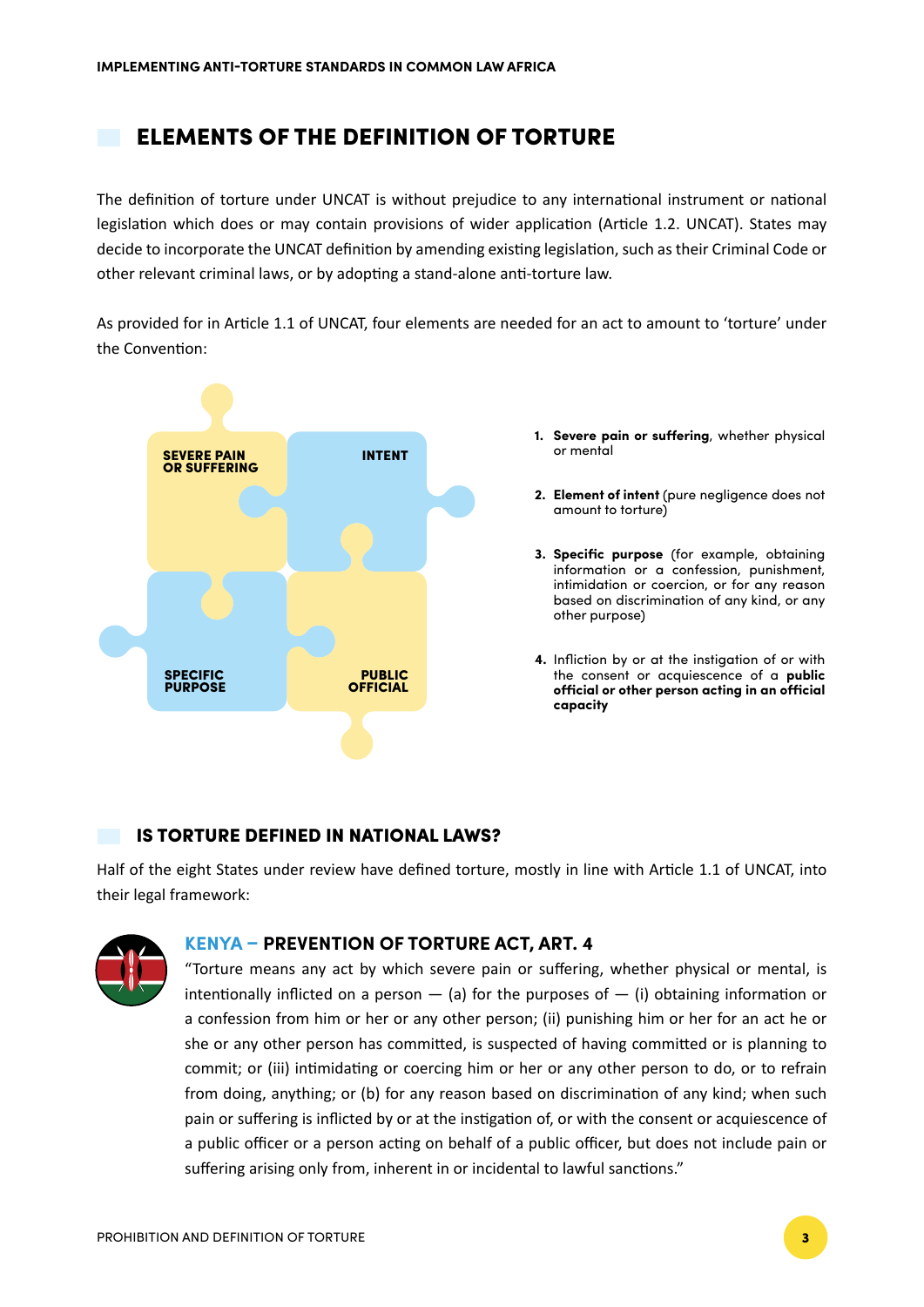## ELEMENTS OF THE DEFINITION OF TORTURE

The definition of torture under UNCAT is without prejudice to any international instrument or national legislation which does or may contain provisions of wider application (Article 1.2. UNCAT). States may decide to incorporate the UNCAT definition by amending existing legislation, such as their Criminal Code or other relevant criminal laws, or by adopting a stand-alone anti-torture law.

As provided for in Article 1.1 of UNCAT, four elements are needed for an act to amount to 'torture' under the Convention:

SEVERE PAIN OR SUFFERING | INTENT | SPECIFIC PURPOSE | PUBLIC OFFICIAL

1. **Severe pain or suffering**, whether physical or mental
2. **Element of intent** (pure negligence does not amount to torture)
3. **Specific purpose** (for example, obtaining information or a confession, punishment, intimidation or coercion, or for any reason based on discrimination of any kind, or any other purpose)
4. Infliction by or at the instigation of or with the consent or acquiescence of a **public official or other person acting in an official capacity**

## IS TORTURE DEFINED IN NATIONAL LAWS?

Half of the eight States under review have defined torture, mostly in line with Article 1.1 of UNCAT, into their legal framework:

### KENYA – PREVENTION OF TORTURE ACT, ART. 4

"Torture means any act by which severe pain or suffering, whether physical or mental, is intentionally inflicted on a person — (a) for the purposes of — (i) obtaining information or a confession from him or her or any other person; (ii) punishing him or her for an act he or she or any other person has committed, is suspected of having committed or is planning to commit; or (iii) intimidating or coercing him or her or any other person to do, or to refrain from doing, anything; or (b) for any reason based on discrimination of any kind; when such pain or suffering is inflicted by or at the instigation of, or with the consent or acquiescence of a public officer or a person acting on behalf of a public officer, but does not include pain or suffering arising only from, inherent in or incidental to lawful sanctions."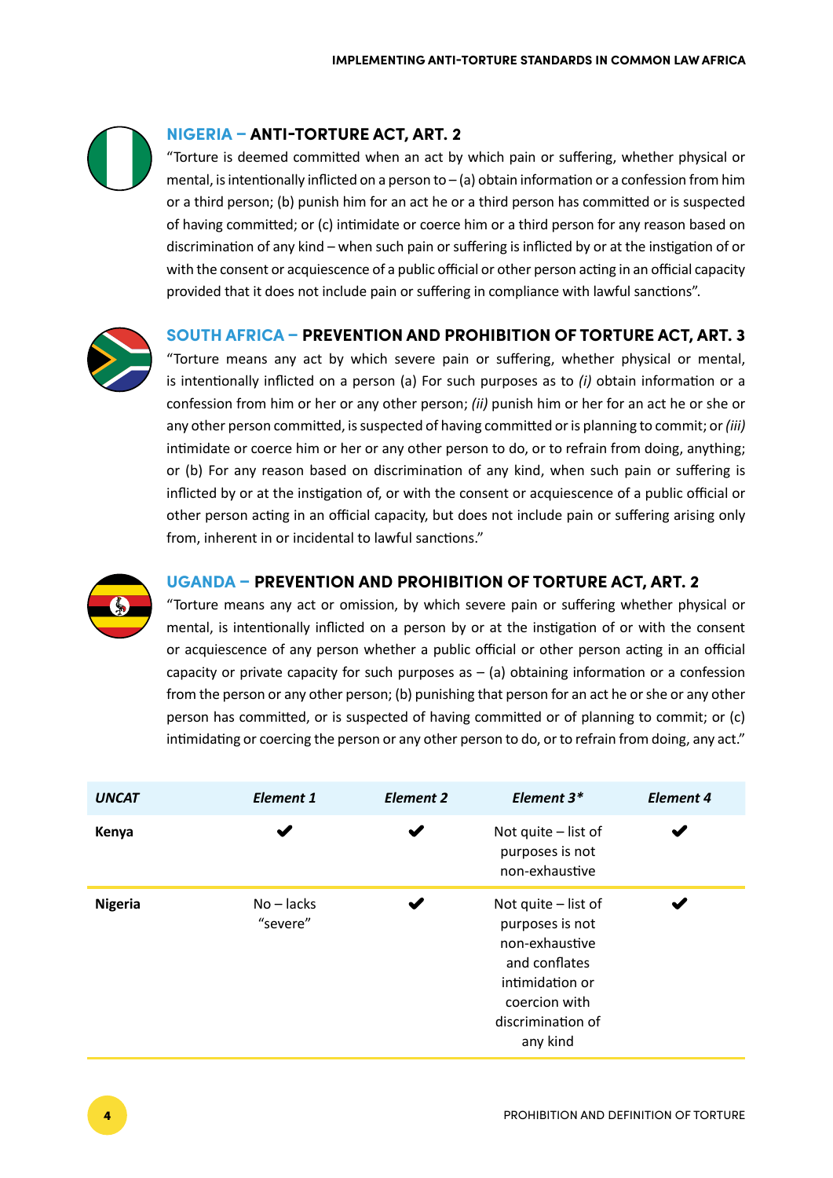### NIGERIA – ANTI-TORTURE ACT, ART. 2

"Torture is deemed committed when an act by which pain or suffering, whether physical or mental, is intentionally inflicted on a person to – (a) obtain information or a confession from him or a third person; (b) punish him for an act he or a third person has committed or is suspected of having committed; or (c) intimidate or coerce him or a third person for any reason based on discrimination of any kind – when such pain or suffering is inflicted by or at the instigation of or with the consent or acquiescence of a public official or other person acting in an official capacity provided that it does not include pain or suffering in compliance with lawful sanctions".

### SOUTH AFRICA – PREVENTION AND PROHIBITION OF TORTURE ACT, ART. 3

"Torture means any act by which severe pain or suffering, whether physical or mental, is intentionally inflicted on a person (a) For such purposes as to *(i)* obtain information or a confession from him or her or any other person; *(ii)* punish him or her for an act he or she or any other person committed, is suspected of having committed or is planning to commit; or *(iii)* intimidate or coerce him or her or any other person to do, or to refrain from doing, anything; or (b) For any reason based on discrimination of any kind, when such pain or suffering is inflicted by or at the instigation of, or with the consent or acquiescence of a public official or other person acting in an official capacity, but does not include pain or suffering arising only from, inherent in or incidental to lawful sanctions."

### UGANDA – PREVENTION AND PROHIBITION OF TORTURE ACT, ART. 2

"Torture means any act or omission, by which severe pain or suffering whether physical or mental, is intentionally inflicted on a person by or at the instigation of or with the consent or acquiescence of any person whether a public official or other person acting in an official capacity or private capacity for such purposes as – (a) obtaining information or a confession from the person or any other person; (b) punishing that person for an act he or she or any other person has committed, or is suspected of having committed or of planning to commit; or (c) intimidating or coercing the person or any other person to do, or to refrain from doing, any act."

| *UNCAT* | *Element 1* | *Element 2* | *Element 3** | *Element 4* |
|---|---|---|---|---|
| **Kenya** | ✔ | ✔ | Not quite – list of purposes is not non-exhaustive | ✔ |
| **Nigeria** | No – lacks "severe" | ✔ | Not quite – list of purposes is not non-exhaustive and conflates intimidation or coercion with discrimination of any kind | ✔ |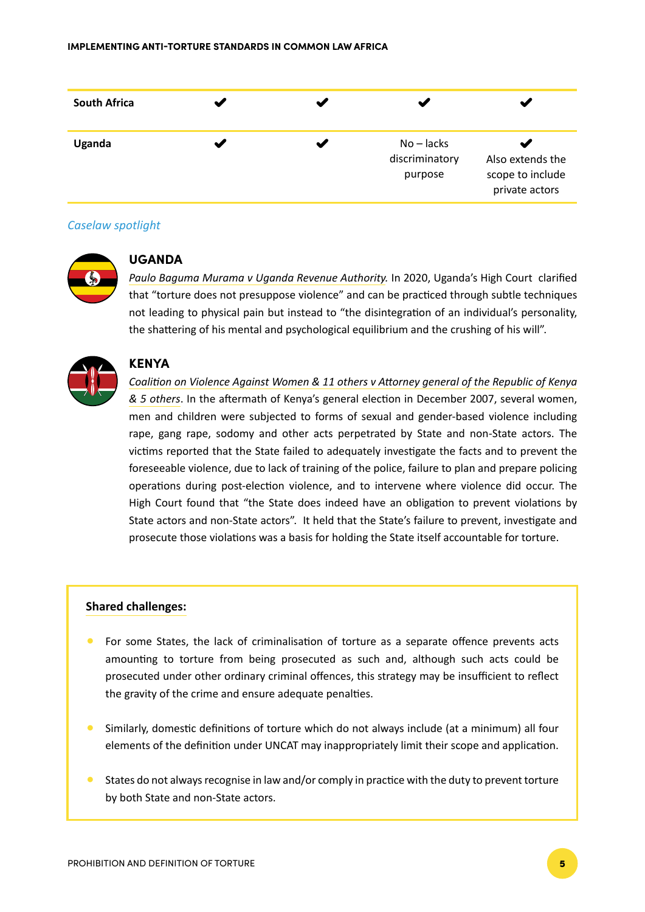| | | | | |
|---|---|---|---|---|
| **South Africa** | ✔ | ✔ | ✔ | ✔ |
| **Uganda** | ✔ | ✔ | No – lacks discriminatory purpose | ✔ Also extends the scope to include private actors |

*Caselaw spotlight*

### UGANDA

*Paulo Baguma Murama v Uganda Revenue Authority.* In 2020, Uganda's High Court clarified that "torture does not presuppose violence" and can be practiced through subtle techniques not leading to physical pain but instead to "the disintegration of an individual's personality, the shattering of his mental and psychological equilibrium and the crushing of his will".

### KENYA

*Coalition on Violence Against Women & 11 others v Attorney general of the Republic of Kenya & 5 others*. In the aftermath of Kenya's general election in December 2007, several women, men and children were subjected to forms of sexual and gender-based violence including rape, gang rape, sodomy and other acts perpetrated by State and non-State actors. The victims reported that the State failed to adequately investigate the facts and to prevent the foreseeable violence, due to lack of training of the police, failure to plan and prepare policing operations during post-election violence, and to intervene where violence did occur. The High Court found that "the State does indeed have an obligation to prevent violations by State actors and non-State actors". It held that the State's failure to prevent, investigate and prosecute those violations was a basis for holding the State itself accountable for torture.

**Shared challenges:**

- For some States, the lack of criminalisation of torture as a separate offence prevents acts amounting to torture from being prosecuted as such and, although such acts could be prosecuted under other ordinary criminal offences, this strategy may be insufficient to reflect the gravity of the crime and ensure adequate penalties.
- Similarly, domestic definitions of torture which do not always include (at a minimum) all four elements of the definition under UNCAT may inappropriately limit their scope and application.
- States do not always recognise in law and/or comply in practice with the duty to prevent torture by both State and non-State actors.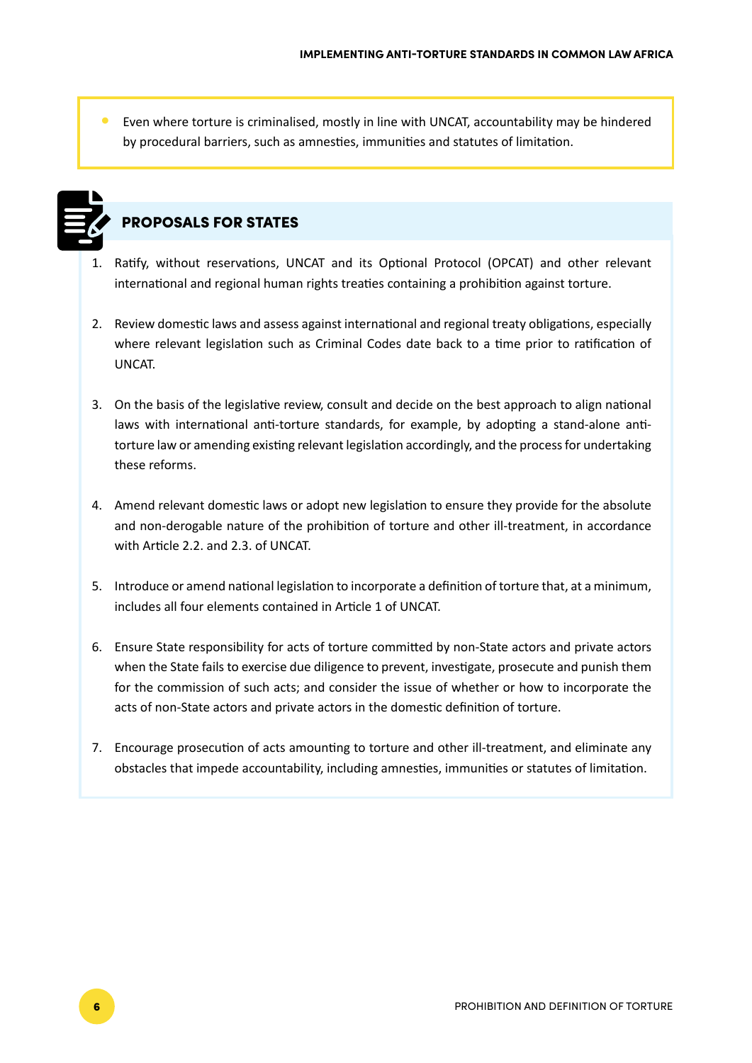- Even where torture is criminalised, mostly in line with UNCAT, accountability may be hindered by procedural barriers, such as amnesties, immunities and statutes of limitation.

## PROPOSALS FOR STATES

1. Ratify, without reservations, UNCAT and its Optional Protocol (OPCAT) and other relevant international and regional human rights treaties containing a prohibition against torture.

2. Review domestic laws and assess against international and regional treaty obligations, especially where relevant legislation such as Criminal Codes date back to a time prior to ratification of UNCAT.

3. On the basis of the legislative review, consult and decide on the best approach to align national laws with international anti-torture standards, for example, by adopting a stand-alone anti-torture law or amending existing relevant legislation accordingly, and the process for undertaking these reforms.

4. Amend relevant domestic laws or adopt new legislation to ensure they provide for the absolute and non-derogable nature of the prohibition of torture and other ill-treatment, in accordance with Article 2.2. and 2.3. of UNCAT.

5. Introduce or amend national legislation to incorporate a definition of torture that, at a minimum, includes all four elements contained in Article 1 of UNCAT.

6. Ensure State responsibility for acts of torture committed by non-State actors and private actors when the State fails to exercise due diligence to prevent, investigate, prosecute and punish them for the commission of such acts; and consider the issue of whether or how to incorporate the acts of non-State actors and private actors in the domestic definition of torture.

7. Encourage prosecution of acts amounting to torture and other ill-treatment, and eliminate any obstacles that impede accountability, including amnesties, immunities or statutes of limitation.